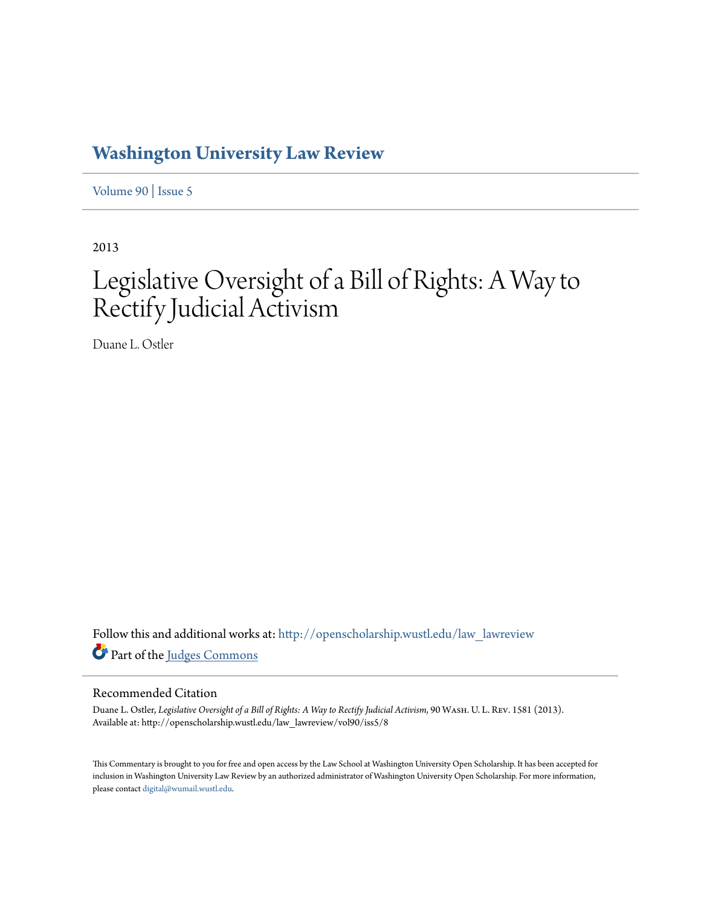# Washington University Law Review

Volume 90 | Issue 5

2013

# Legislative Oversight of a Bill of Rights: A Way to Rectify Judicial Activism

Duane L. Ostler

Follow this and additional works at: http://openscholarship.wustl.edu/law_lawreview

Part of the Judges Commons

## Recommended Citation

Duane L. Ostler, *Legislative Oversight of a Bill of Rights: A Way to Rectify Judicial Activism*, 90 Wash. U. L. Rev. 1581 (2013).
Available at: http://openscholarship.wustl.edu/law_lawreview/vol90/iss5/8

This Commentary is brought to you for free and open access by the Law School at Washington University Open Scholarship. It has been accepted for inclusion in Washington University Law Review by an authorized administrator of Washington University Open Scholarship. For more information, please contact digital@wumail.wustl.edu.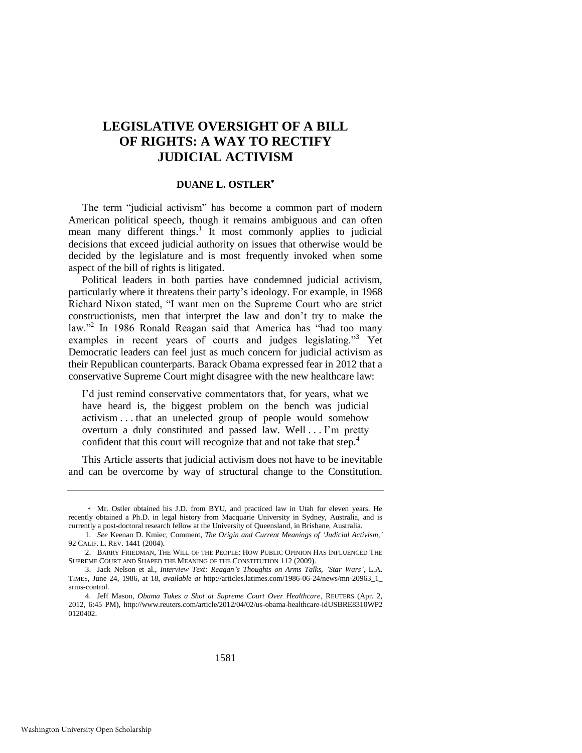# LEGISLATIVE OVERSIGHT OF A BILL OF RIGHTS: A WAY TO RECTIFY JUDICIAL ACTIVISM

**DUANE L. OSTLER**[*]

The term "judicial activism" has become a common part of modern American political speech, though it remains ambiguous and can often mean many different things.[1] It most commonly applies to judicial decisions that exceed judicial authority on issues that otherwise would be decided by the legislature and is most frequently invoked when some aspect of the bill of rights is litigated.

Political leaders in both parties have condemned judicial activism, particularly where it threatens their party's ideology. For example, in 1968 Richard Nixon stated, "I want men on the Supreme Court who are strict constructionists, men that interpret the law and don't try to make the law."[2] In 1986 Ronald Reagan said that America has "had too many examples in recent years of courts and judges legislating."[3] Yet Democratic leaders can feel just as much concern for judicial activism as their Republican counterparts. Barack Obama expressed fear in 2012 that a conservative Supreme Court might disagree with the new healthcare law:

> I'd just remind conservative commentators that, for years, what we have heard is, the biggest problem on the bench was judicial activism . . . that an unelected group of people would somehow overturn a duly constituted and passed law. Well . . . I'm pretty confident that this court will recognize that and not take that step.[4]

This Article asserts that judicial activism does not have to be inevitable and can be overcome by way of structural change to the Constitution.

---

[*] Mr. Ostler obtained his J.D. from BYU, and practiced law in Utah for eleven years. He recently obtained a Ph.D. in legal history from Macquarie University in Sydney, Australia, and is currently a post-doctoral research fellow at the University of Queensland, in Brisbane, Australia.

1. *See* Keenan D. Kmiec, Comment, *The Origin and Current Meanings of 'Judicial Activism,'* 92 CALIF. L. REV. 1441 (2004).

2. BARRY FRIEDMAN, THE WILL OF THE PEOPLE: HOW PUBLIC OPINION HAS INFLUENCED THE SUPREME COURT AND SHAPED THE MEANING OF THE CONSTITUTION 112 (2009).

3. Jack Nelson et al., *Interview Text: Reagan's Thoughts on Arms Talks, 'Star Wars'*, L.A. TIMES, June 24, 1986, at 18, *available at* http://articles.latimes.com/1986-06-24/news/mn-20963_1_arms-control.

4. Jeff Mason, *Obama Takes a Shot at Supreme Court Over Healthcare*, REUTERS (Apr. 2, 2012, 6:45 PM), http://www.reuters.com/article/2012/04/02/us-obama-healthcare-idUSBRE8310WP20120402.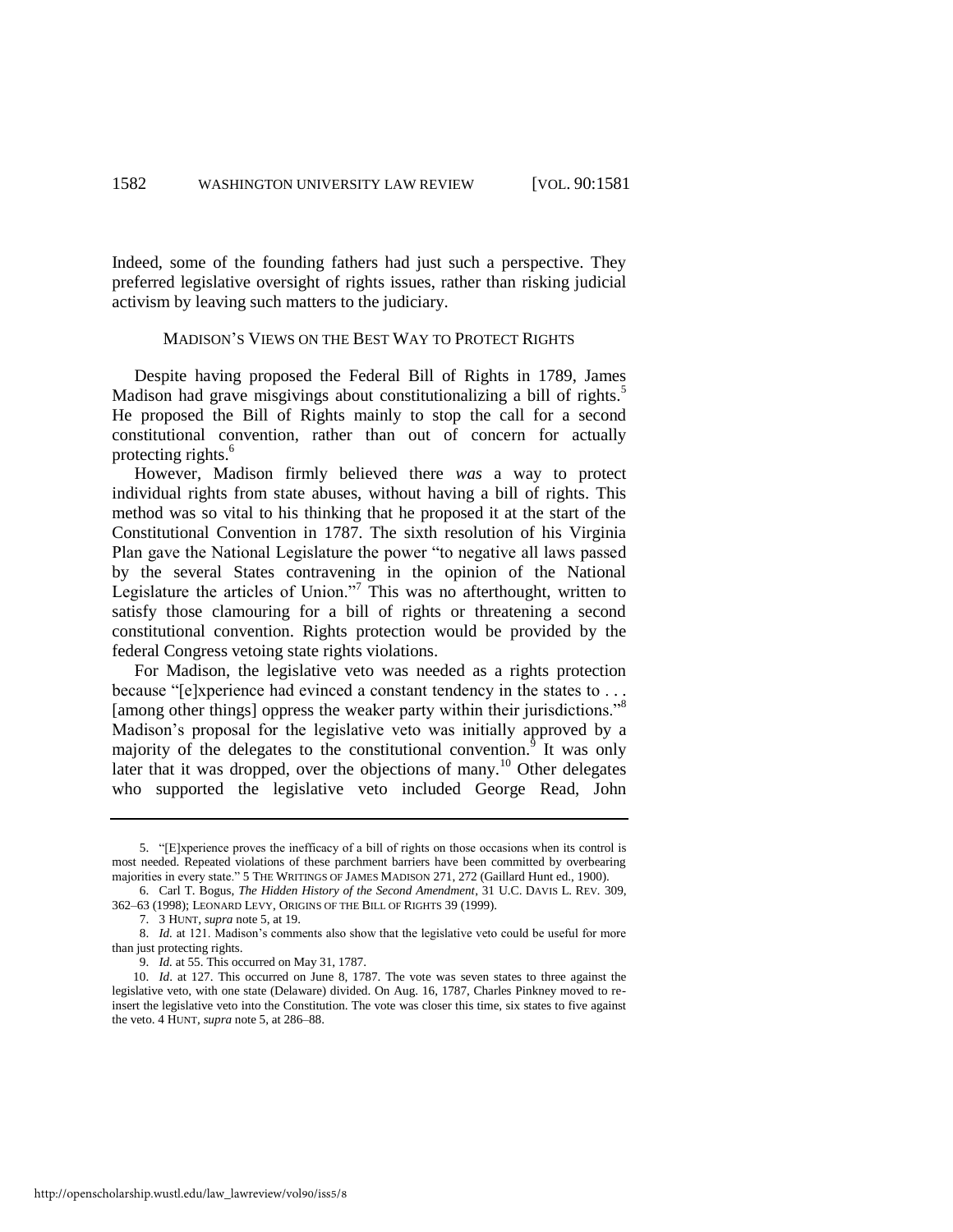Indeed, some of the founding fathers had just such a perspective. They preferred legislative oversight of rights issues, rather than risking judicial activism by leaving such matters to the judiciary.

## MADISON'S VIEWS ON THE BEST WAY TO PROTECT RIGHTS

Despite having proposed the Federal Bill of Rights in 1789, James Madison had grave misgivings about constitutionalizing a bill of rights.[5] He proposed the Bill of Rights mainly to stop the call for a second constitutional convention, rather than out of concern for actually protecting rights.[6]

However, Madison firmly believed there *was* a way to protect individual rights from state abuses, without having a bill of rights. This method was so vital to his thinking that he proposed it at the start of the Constitutional Convention in 1787. The sixth resolution of his Virginia Plan gave the National Legislature the power "to negative all laws passed by the several States contravening in the opinion of the National Legislature the articles of Union."[7] This was no afterthought, written to satisfy those clamouring for a bill of rights or threatening a second constitutional convention. Rights protection would be provided by the federal Congress vetoing state rights violations.

For Madison, the legislative veto was needed as a rights protection because "[e]xperience had evinced a constant tendency in the states to . . . [among other things] oppress the weaker party within their jurisdictions."[8] Madison's proposal for the legislative veto was initially approved by a majority of the delegates to the constitutional convention.[9] It was only later that it was dropped, over the objections of many.[10] Other delegates who supported the legislative veto included George Read, John

---

5. "[E]xperience proves the inefficacy of a bill of rights on those occasions when its control is most needed. Repeated violations of these parchment barriers have been committed by overbearing majorities in every state." 5 THE WRITINGS OF JAMES MADISON 271, 272 (Gaillard Hunt ed., 1900).

6. Carl T. Bogus, *The Hidden History of the Second Amendment*, 31 U.C. DAVIS L. REV. 309, 362–63 (1998); LEONARD LEVY, ORIGINS OF THE BILL OF RIGHTS 39 (1999).

7. 3 HUNT, *supra* note 5, at 19.

8. *Id.* at 121. Madison's comments also show that the legislative veto could be useful for more than just protecting rights.

9. *Id.* at 55. This occurred on May 31, 1787.

10. *Id*. at 127. This occurred on June 8, 1787. The vote was seven states to three against the legislative veto, with one state (Delaware) divided. On Aug. 16, 1787, Charles Pinkney moved to re-insert the legislative veto into the Constitution. The vote was closer this time, six states to five against the veto. 4 HUNT, *supra* note 5, at 286–88.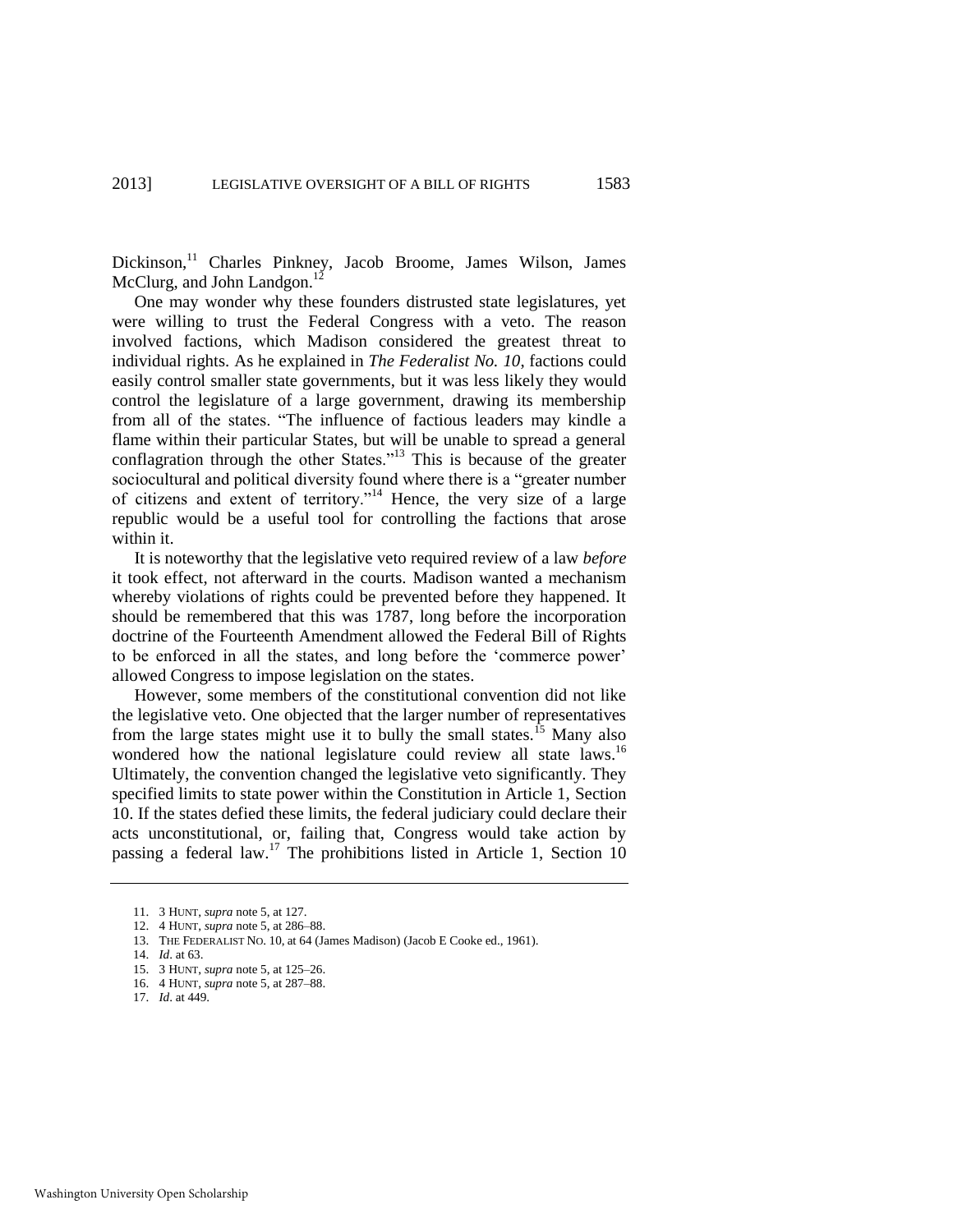Dickinson,[11] Charles Pinkney, Jacob Broome, James Wilson, James McClurg, and John Landgon.[12]

One may wonder why these founders distrusted state legislatures, yet were willing to trust the Federal Congress with a veto. The reason involved factions, which Madison considered the greatest threat to individual rights. As he explained in *The Federalist No. 10*, factions could easily control smaller state governments, but it was less likely they would control the legislature of a large government, drawing its membership from all of the states. "The influence of factious leaders may kindle a flame within their particular States, but will be unable to spread a general conflagration through the other States."[13] This is because of the greater sociocultural and political diversity found where there is a "greater number of citizens and extent of territory."[14] Hence, the very size of a large republic would be a useful tool for controlling the factions that arose within it.

It is noteworthy that the legislative veto required review of a law *before* it took effect, not afterward in the courts. Madison wanted a mechanism whereby violations of rights could be prevented before they happened. It should be remembered that this was 1787, long before the incorporation doctrine of the Fourteenth Amendment allowed the Federal Bill of Rights to be enforced in all the states, and long before the 'commerce power' allowed Congress to impose legislation on the states.

However, some members of the constitutional convention did not like the legislative veto. One objected that the larger number of representatives from the large states might use it to bully the small states.[15] Many also wondered how the national legislature could review all state laws.[16] Ultimately, the convention changed the legislative veto significantly. They specified limits to state power within the Constitution in Article 1, Section 10. If the states defied these limits, the federal judiciary could declare their acts unconstitutional, or, failing that, Congress would take action by passing a federal law.[17] The prohibitions listed in Article 1, Section 10

---

11. 3 HUNT, *supra* note 5, at 127.
12. 4 HUNT, *supra* note 5, at 286–88.
13. THE FEDERALIST NO. 10, at 64 (James Madison) (Jacob E Cooke ed., 1961).
14. *Id*. at 63.
15. 3 HUNT, *supra* note 5, at 125–26.
16. 4 HUNT, *supra* note 5, at 287–88.
17. *Id*. at 449.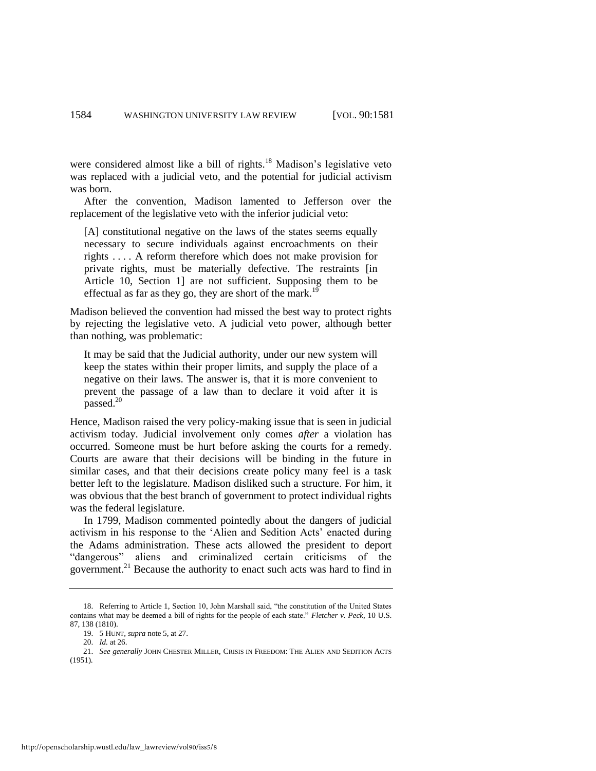were considered almost like a bill of rights.[18] Madison's legislative veto was replaced with a judicial veto, and the potential for judicial activism was born.

After the convention, Madison lamented to Jefferson over the replacement of the legislative veto with the inferior judicial veto:

> [A] constitutional negative on the laws of the states seems equally necessary to secure individuals against encroachments on their rights . . . . A reform therefore which does not make provision for private rights, must be materially defective. The restraints [in Article 10, Section 1] are not sufficient. Supposing them to be effectual as far as they go, they are short of the mark.[19]

Madison believed the convention had missed the best way to protect rights by rejecting the legislative veto. A judicial veto power, although better than nothing, was problematic:

> It may be said that the Judicial authority, under our new system will keep the states within their proper limits, and supply the place of a negative on their laws. The answer is, that it is more convenient to prevent the passage of a law than to declare it void after it is passed.[20]

Hence, Madison raised the very policy-making issue that is seen in judicial activism today. Judicial involvement only comes *after* a violation has occurred. Someone must be hurt before asking the courts for a remedy. Courts are aware that their decisions will be binding in the future in similar cases, and that their decisions create policy many feel is a task better left to the legislature. Madison disliked such a structure. For him, it was obvious that the best branch of government to protect individual rights was the federal legislature.

In 1799, Madison commented pointedly about the dangers of judicial activism in his response to the 'Alien and Sedition Acts' enacted during the Adams administration. These acts allowed the president to deport "dangerous" aliens and criminalized certain criticisms of the government.[21] Because the authority to enact such acts was hard to find in

---

18. Referring to Article 1, Section 10, John Marshall said, "the constitution of the United States contains what may be deemed a bill of rights for the people of each state." *Fletcher v. Peck*, 10 U.S. 87, 138 (1810).

19. 5 HUNT, *supra* note 5, at 27.

20. *Id.* at 26.

21. *See generally* JOHN CHESTER MILLER, CRISIS IN FREEDOM: THE ALIEN AND SEDITION ACTS (1951).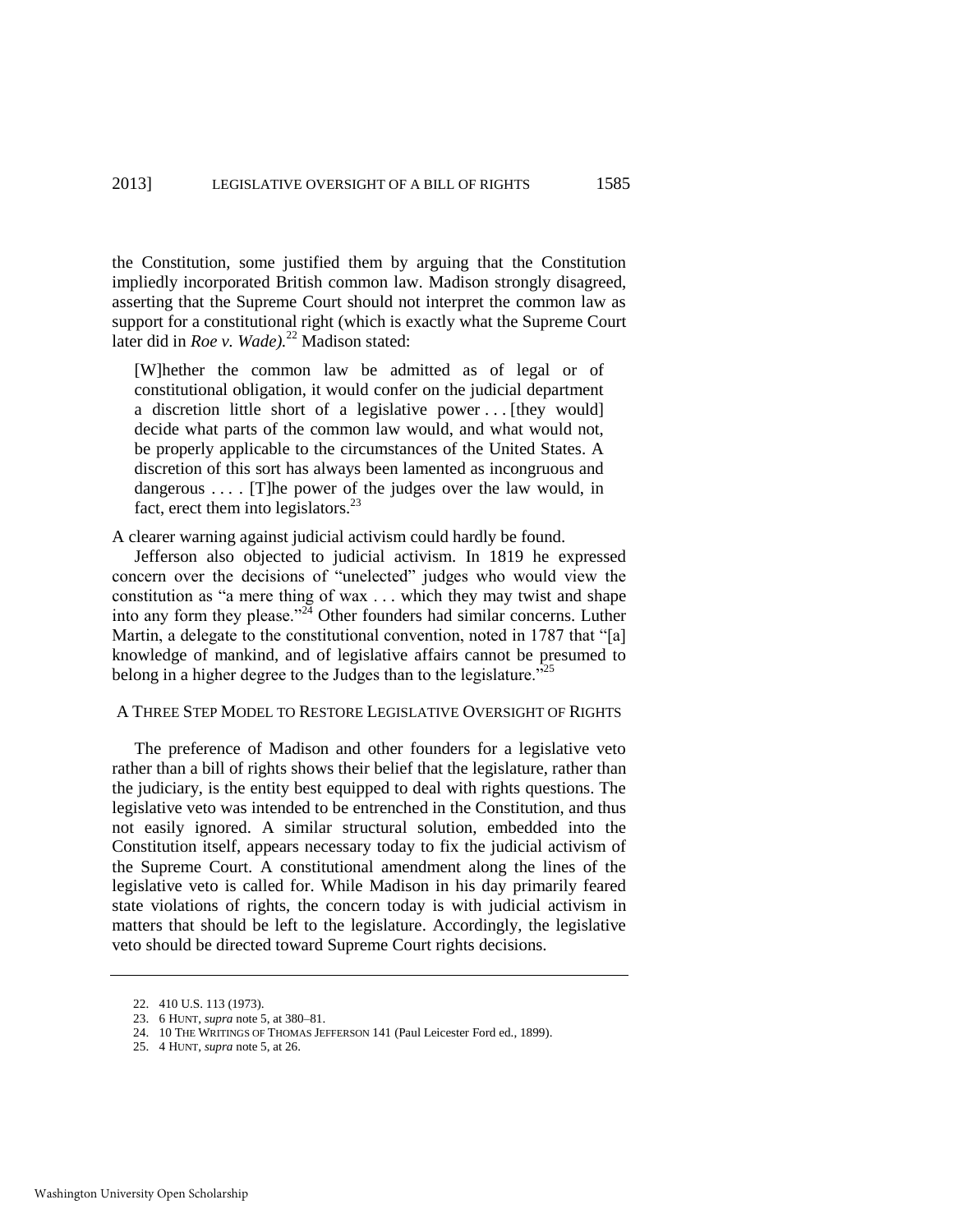the Constitution, some justified them by arguing that the Constitution impliedly incorporated British common law. Madison strongly disagreed, asserting that the Supreme Court should not interpret the common law as support for a constitutional right (which is exactly what the Supreme Court later did in *Roe v. Wade).*[22] Madison stated:

> [W]hether the common law be admitted as of legal or of constitutional obligation, it would confer on the judicial department a discretion little short of a legislative power . . . [they would] decide what parts of the common law would, and what would not, be properly applicable to the circumstances of the United States. A discretion of this sort has always been lamented as incongruous and dangerous . . . . [T]he power of the judges over the law would, in fact, erect them into legislators.[23]

A clearer warning against judicial activism could hardly be found.

Jefferson also objected to judicial activism. In 1819 he expressed concern over the decisions of "unelected" judges who would view the constitution as "a mere thing of wax . . . which they may twist and shape into any form they please."[24] Other founders had similar concerns. Luther Martin, a delegate to the constitutional convention, noted in 1787 that "[a] knowledge of mankind, and of legislative affairs cannot be presumed to belong in a higher degree to the Judges than to the legislature."[25]

## A THREE STEP MODEL TO RESTORE LEGISLATIVE OVERSIGHT OF RIGHTS

The preference of Madison and other founders for a legislative veto rather than a bill of rights shows their belief that the legislature, rather than the judiciary, is the entity best equipped to deal with rights questions. The legislative veto was intended to be entrenched in the Constitution, and thus not easily ignored. A similar structural solution, embedded into the Constitution itself, appears necessary today to fix the judicial activism of the Supreme Court. A constitutional amendment along the lines of the legislative veto is called for. While Madison in his day primarily feared state violations of rights, the concern today is with judicial activism in matters that should be left to the legislature. Accordingly, the legislative veto should be directed toward Supreme Court rights decisions.

---

22. 410 U.S. 113 (1973).
23. 6 HUNT, *supra* note 5, at 380–81.
24. 10 THE WRITINGS OF THOMAS JEFFERSON 141 (Paul Leicester Ford ed., 1899).
25. 4 HUNT, *supra* note 5, at 26.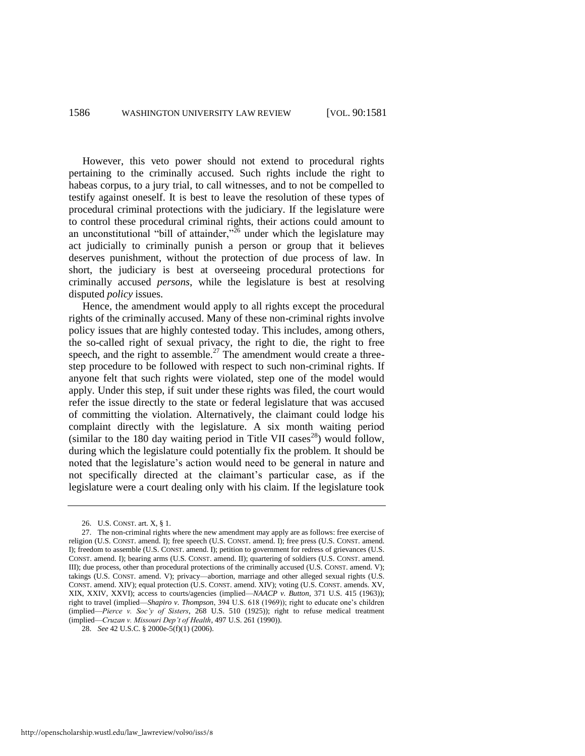However, this veto power should not extend to procedural rights pertaining to the criminally accused. Such rights include the right to habeas corpus, to a jury trial, to call witnesses, and to not be compelled to testify against oneself. It is best to leave the resolution of these types of procedural criminal protections with the judiciary. If the legislature were to control these procedural criminal rights, their actions could amount to an unconstitutional "bill of attainder,"[26] under which the legislature may act judicially to criminally punish a person or group that it believes deserves punishment, without the protection of due process of law. In short, the judiciary is best at overseeing procedural protections for criminally accused *persons*, while the legislature is best at resolving disputed *policy* issues.

Hence, the amendment would apply to all rights except the procedural rights of the criminally accused. Many of these non-criminal rights involve policy issues that are highly contested today. This includes, among others, the so-called right of sexual privacy, the right to die, the right to free speech, and the right to assemble.[27] The amendment would create a three-step procedure to be followed with respect to such non-criminal rights. If anyone felt that such rights were violated, step one of the model would apply. Under this step, if suit under these rights was filed, the court would refer the issue directly to the state or federal legislature that was accused of committing the violation. Alternatively, the claimant could lodge his complaint directly with the legislature. A six month waiting period (similar to the 180 day waiting period in Title VII cases[28]) would follow, during which the legislature could potentially fix the problem. It should be noted that the legislature's action would need to be general in nature and not specifically directed at the claimant's particular case, as if the legislature were a court dealing only with his claim. If the legislature took

---

26. U.S. CONST. art. X, § 1.

27. The non-criminal rights where the new amendment may apply are as follows: free exercise of religion (U.S. CONST. amend. I); free speech (U.S. CONST. amend. I); free press (U.S. CONST. amend. I); freedom to assemble (U.S. CONST. amend. I); petition to government for redress of grievances (U.S. CONST. amend. I); bearing arms (U.S. CONST. amend. II); quartering of soldiers (U.S. CONST. amend. III); due process, other than procedural protections of the criminally accused (U.S. CONST. amend. V); takings (U.S. CONST. amend. V); privacy—abortion, marriage and other alleged sexual rights (U.S. CONST. amend. XIV); equal protection (U.S. CONST. amend. XIV); voting (U.S. CONST. amends. XV, XIX, XXIV, XXVI); access to courts/agencies (implied—*NAACP v. Button*, 371 U.S. 415 (1963)); right to travel (implied—*Shapiro v. Thompson*, 394 U.S. 618 (1969)); right to educate one's children (implied—*Pierce v. Soc'y of Sisters*, 268 U.S. 510 (1925)); right to refuse medical treatment (implied—*Cruzan v. Missouri Dep't of Health*, 497 U.S. 261 (1990)).

28. *See* 42 U.S.C. § 2000e-5(f)(1) (2006).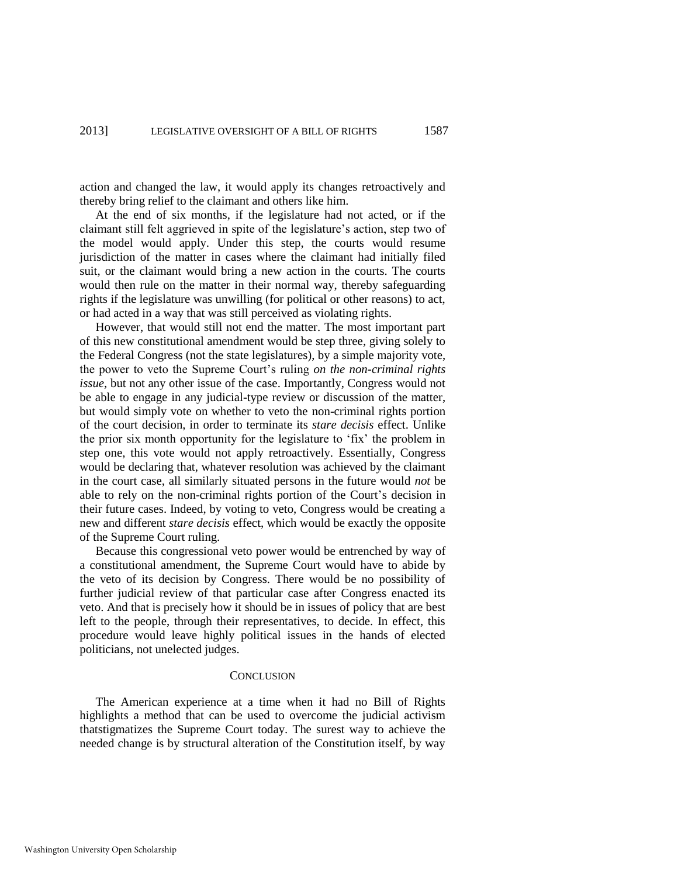action and changed the law, it would apply its changes retroactively and thereby bring relief to the claimant and others like him.

At the end of six months, if the legislature had not acted, or if the claimant still felt aggrieved in spite of the legislature's action, step two of the model would apply. Under this step, the courts would resume jurisdiction of the matter in cases where the claimant had initially filed suit, or the claimant would bring a new action in the courts. The courts would then rule on the matter in their normal way, thereby safeguarding rights if the legislature was unwilling (for political or other reasons) to act, or had acted in a way that was still perceived as violating rights.

However, that would still not end the matter. The most important part of this new constitutional amendment would be step three, giving solely to the Federal Congress (not the state legislatures), by a simple majority vote, the power to veto the Supreme Court's ruling *on the non-criminal rights issue*, but not any other issue of the case. Importantly, Congress would not be able to engage in any judicial-type review or discussion of the matter, but would simply vote on whether to veto the non-criminal rights portion of the court decision, in order to terminate its *stare decisis* effect. Unlike the prior six month opportunity for the legislature to 'fix' the problem in step one, this vote would not apply retroactively. Essentially, Congress would be declaring that, whatever resolution was achieved by the claimant in the court case, all similarly situated persons in the future would *not* be able to rely on the non-criminal rights portion of the Court's decision in their future cases. Indeed, by voting to veto, Congress would be creating a new and different *stare decisis* effect, which would be exactly the opposite of the Supreme Court ruling.

Because this congressional veto power would be entrenched by way of a constitutional amendment, the Supreme Court would have to abide by the veto of its decision by Congress. There would be no possibility of further judicial review of that particular case after Congress enacted its veto. And that is precisely how it should be in issues of policy that are best left to the people, through their representatives, to decide. In effect, this procedure would leave highly political issues in the hands of elected politicians, not unelected judges.

## CONCLUSION

The American experience at a time when it had no Bill of Rights highlights a method that can be used to overcome the judicial activism thatstigmatizes the Supreme Court today. The surest way to achieve the needed change is by structural alteration of the Constitution itself, by way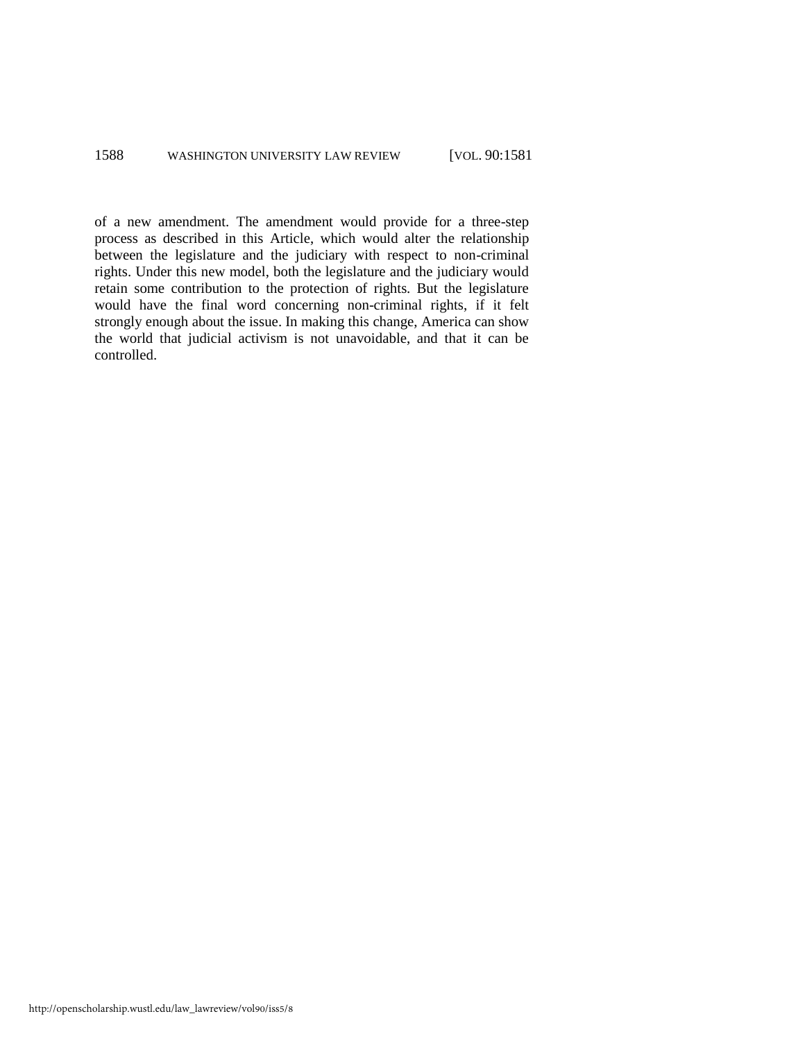of a new amendment. The amendment would provide for a three-step process as described in this Article, which would alter the relationship between the legislature and the judiciary with respect to non-criminal rights. Under this new model, both the legislature and the judiciary would retain some contribution to the protection of rights. But the legislature would have the final word concerning non-criminal rights, if it felt strongly enough about the issue. In making this change, America can show the world that judicial activism is not unavoidable, and that it can be controlled.